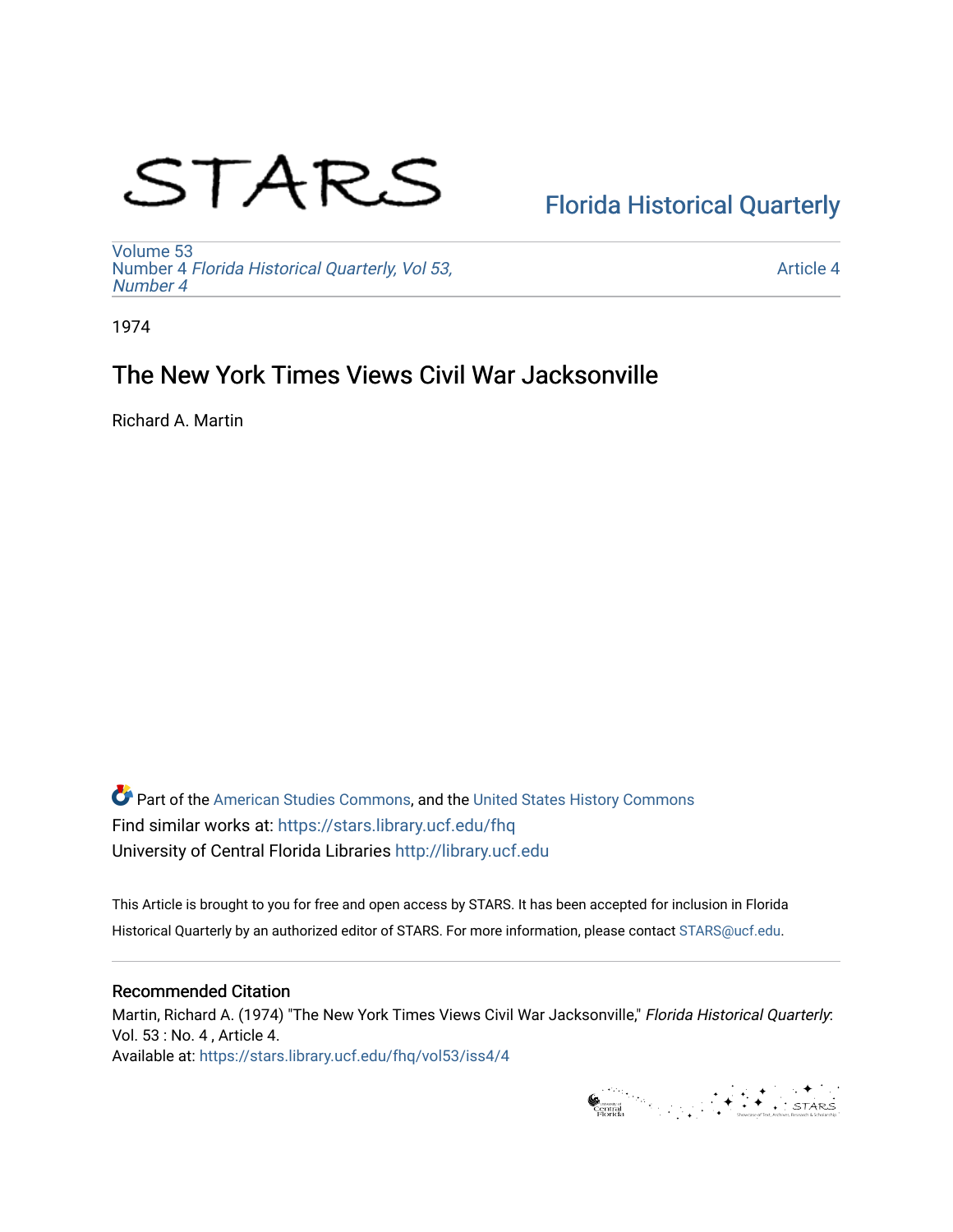STARS

[Florida Historical Quarterly](https://stars.library.ucf.edu/fhq)

Volume 53
Number 4 *Florida Historical Quarterly, Vol 53, Number 4*

Article 4

1974

# The New York Times Views Civil War Jacksonville

Richard A. Martin

Part of the American Studies Commons, and the United States History Commons
Find similar works at: https://stars.library.ucf.edu/fhq
University of Central Florida Libraries http://library.ucf.edu

This Article is brought to you for free and open access by STARS. It has been accepted for inclusion in Florida Historical Quarterly by an authorized editor of STARS. For more information, please contact STARS@ucf.edu.

## Recommended Citation

Martin, Richard A. (1974) "The New York Times Views Civil War Jacksonville," *Florida Historical Quarterly*: Vol. 53 : No. 4 , Article 4.
Available at: https://stars.library.ucf.edu/fhq/vol53/iss4/4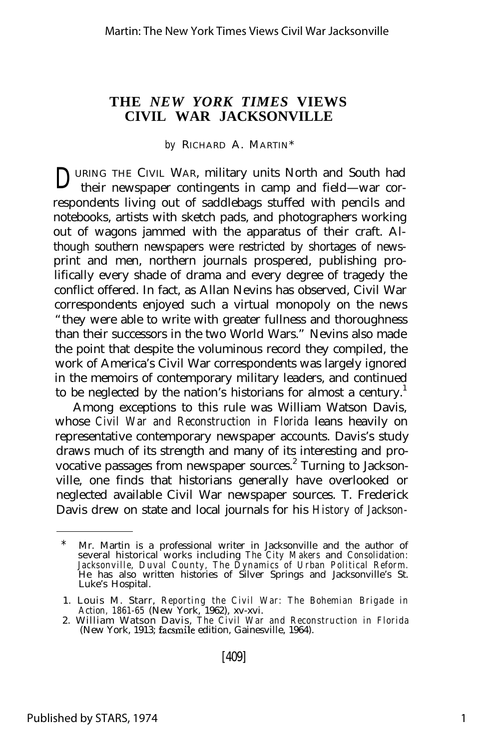# THE *NEW YORK TIMES* VIEWS CIVIL WAR JACKSONVILLE

*by* RICHARD A. MARTIN*

DURING THE CIVIL WAR, military units North and South had their newspaper contingents in camp and field—war correspondents living out of saddlebags stuffed with pencils and notebooks, artists with sketch pads, and photographers working out of wagons jammed with the apparatus of their craft. Although southern newspapers were restricted by shortages of newsprint and men, northern journals prospered, publishing prolifically every shade of drama and every degree of tragedy the conflict offered. In fact, as Allan Nevins has observed, Civil War correspondents enjoyed such a virtual monopoly on the news "they were able to write with greater fullness and thoroughness than their successors in the two World Wars." Nevins also made the point that despite the voluminous record they compiled, the work of America's Civil War correspondents was largely ignored in the memoirs of contemporary military leaders, and continued to be neglected by the nation's historians for almost a century.[1]

Among exceptions to this rule was William Watson Davis, whose *Civil War and Reconstruction in Florida* leans heavily on representative contemporary newspaper accounts. Davis's study draws much of its strength and many of its interesting and provocative passages from newspaper sources.[2] Turning to Jacksonville, one finds that historians generally have overlooked or neglected available Civil War newspaper sources. T. Frederick Davis drew on state and local journals for his *History of Jackson-*

---

\* Mr. Martin is a professional writer in Jacksonville and the author of several historical works including *The City Makers* and *Consolidation: Jacksonville, Duval County, The Dynamics of Urban Political Reform.* He has also written histories of Silver Springs and Jacksonville's St. Luke's Hospital.

1. Louis M. Starr, *Reporting the Civil War: The Bohemian Brigade in Action, 1861-65* (New York, 1962), xv-xvi.
2. William Watson Davis, *The Civil War and Reconstruction in Florida* (New York, 1913; facsmile edition, Gainesville, 1964).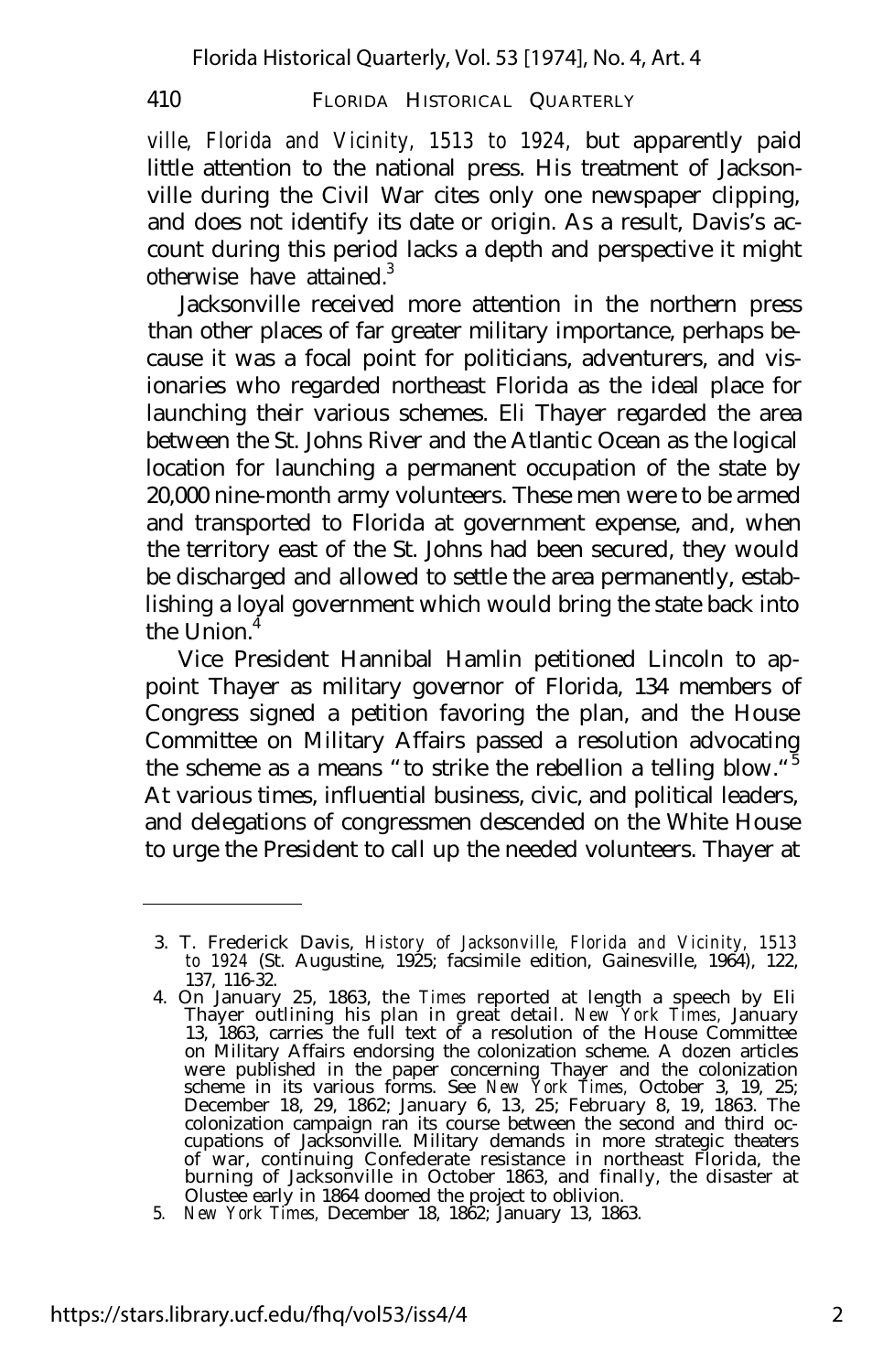*ville, Florida and Vicinity, 1513 to 1924,* but apparently paid little attention to the national press. His treatment of Jacksonville during the Civil War cites only one newspaper clipping, and does not identify its date or origin. As a result, Davis's account during this period lacks a depth and perspective it might otherwise have attained.[3]

Jacksonville received more attention in the northern press than other places of far greater military importance, perhaps because it was a focal point for politicians, adventurers, and visionaries who regarded northeast Florida as the ideal place for launching their various schemes. Eli Thayer regarded the area between the St. Johns River and the Atlantic Ocean as the logical location for launching a permanent occupation of the state by 20,000 nine-month army volunteers. These men were to be armed and transported to Florida at government expense, and, when the territory east of the St. Johns had been secured, they would be discharged and allowed to settle the area permanently, establishing a loyal government which would bring the state back into the Union.[4]

Vice President Hannibal Hamlin petitioned Lincoln to appoint Thayer as military governor of Florida, 134 members of Congress signed a petition favoring the plan, and the House Committee on Military Affairs passed a resolution advocating the scheme as a means "to strike the rebellion a telling blow."[5] At various times, influential business, civic, and political leaders, and delegations of congressmen descended on the White House to urge the President to call up the needed volunteers. Thayer at

---

3. T. Frederick Davis, *History of Jacksonville, Florida and Vicinity, 1513 to 1924* (St. Augustine, 1925; facsimile edition, Gainesville, 1964), 122, 137, 116-32.
4. On January 25, 1863, the *Times* reported at length a speech by Eli Thayer outlining his plan in great detail. *New York Times,* January 13, 1863, carries the full text of a resolution of the House Committee on Military Affairs endorsing the colonization scheme. A dozen articles were published in the paper concerning Thayer and the colonization scheme in its various forms. See *New York Times,* October 3, 19, 25; December 18, 29, 1862; January 6, 13, 25; February 8, 19, 1863. The colonization campaign ran its course between the second and third occupations of Jacksonville. Military demands in more strategic theaters of war, continuing Confederate resistance in northeast Florida, the burning of Jacksonville in October 1863, and finally, the disaster at Olustee early in 1864 doomed the project to oblivion.
5. *New York Times,* December 18, 1862; January 13, 1863.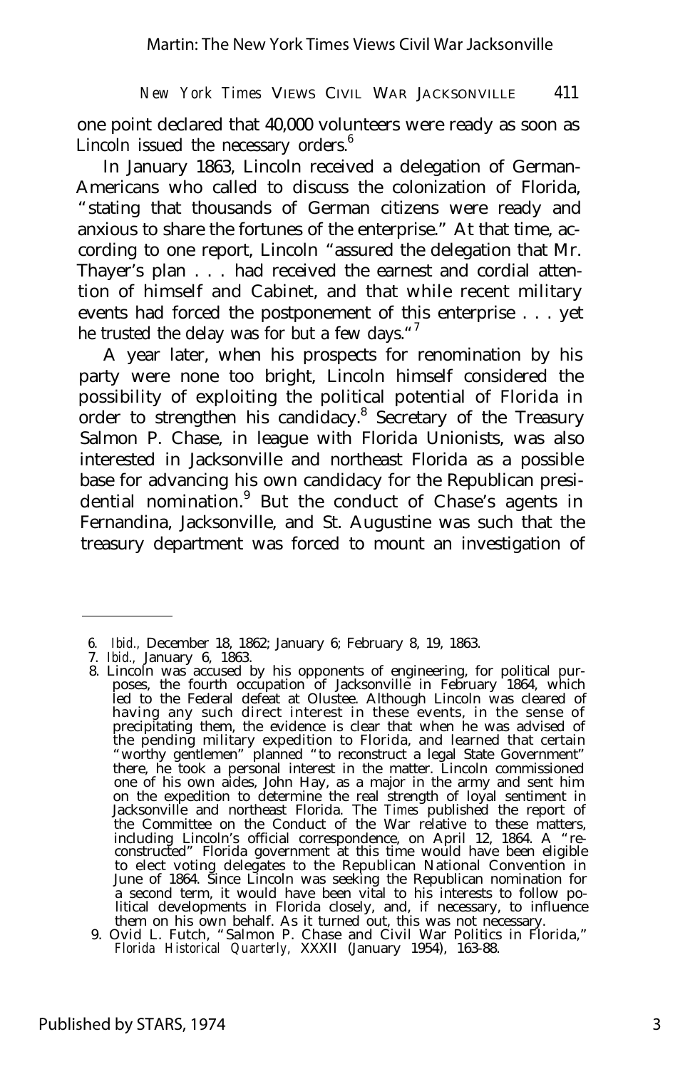one point declared that 40,000 volunteers were ready as soon as Lincoln issued the necessary orders.[6]

In January 1863, Lincoln received a delegation of German-Americans who called to discuss the colonization of Florida, "stating that thousands of German citizens were ready and anxious to share the fortunes of the enterprise." At that time, according to one report, Lincoln "assured the delegation that Mr. Thayer's plan . . . had received the earnest and cordial attention of himself and Cabinet, and that while recent military events had forced the postponement of this enterprise . . . yet he trusted the delay was for but a few days."[7]

A year later, when his prospects for renomination by his party were none too bright, Lincoln himself considered the possibility of exploiting the political potential of Florida in order to strengthen his candidacy.[8] Secretary of the Treasury Salmon P. Chase, in league with Florida Unionists, was also interested in Jacksonville and northeast Florida as a possible base for advancing his own candidacy for the Republican presidential nomination.[9] But the conduct of Chase's agents in Fernandina, Jacksonville, and St. Augustine was such that the treasury department was forced to mount an investigation of

---

6. *Ibid.,* December 18, 1862; January 6; February 8, 19, 1863.
7. *Ibid.,* January 6, 1863.
8. Lincoln was accused by his opponents of engineering, for political purposes, the fourth occupation of Jacksonville in February 1864, which led to the Federal defeat at Olustee. Although Lincoln was cleared of having any such direct interest in these events, in the sense of precipitating them, the evidence is clear that when he was advised of the pending military expedition to Florida, and learned that certain "worthy gentlemen" planned "to reconstruct a legal State Government" there, he took a personal interest in the matter. Lincoln commissioned one of his own aides, John Hay, as a major in the army and sent him on the expedition to determine the real strength of loyal sentiment in Jacksonville and northeast Florida. The *Times* published the report of the Committee on the Conduct of the War relative to these matters, including Lincoln's official correspondence, on April 12, 1864. A "reconstructed" Florida government at this time would have been eligible to elect voting delegates to the Republican National Convention in June of 1864. Since Lincoln was seeking the Republican nomination for a second term, it would have been vital to his interests to follow political developments in Florida closely, and, if necessary, to influence them on his own behalf. As it turned out, this was not necessary.
9. Ovid L. Futch, "Salmon P. Chase and Civil War Politics in Florida," *Florida Historical Quarterly,* XXXII (January 1954), 163-88.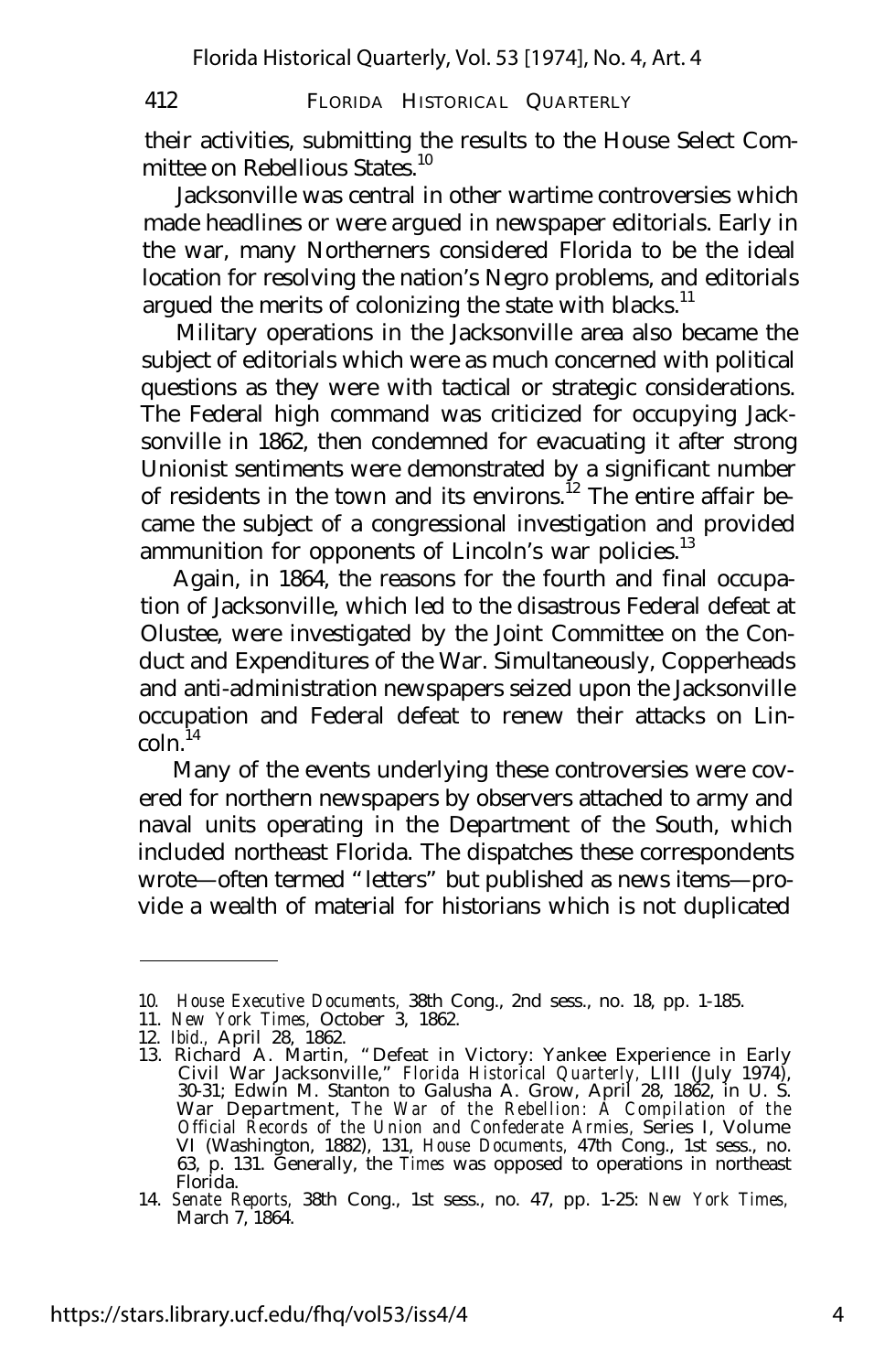their activities, submitting the results to the House Select Committee on Rebellious States.[10]

Jacksonville was central in other wartime controversies which made headlines or were argued in newspaper editorials. Early in the war, many Northerners considered Florida to be the ideal location for resolving the nation's Negro problems, and editorials argued the merits of colonizing the state with blacks.[11]

Military operations in the Jacksonville area also became the subject of editorials which were as much concerned with political questions as they were with tactical or strategic considerations. The Federal high command was criticized for occupying Jacksonville in 1862, then condemned for evacuating it after strong Unionist sentiments were demonstrated by a significant number of residents in the town and its environs.[12] The entire affair became the subject of a congressional investigation and provided ammunition for opponents of Lincoln's war policies.[13]

Again, in 1864, the reasons for the fourth and final occupation of Jacksonville, which led to the disastrous Federal defeat at Olustee, were investigated by the Joint Committee on the Conduct and Expenditures of the War. Simultaneously, Copperheads and anti-administration newspapers seized upon the Jacksonville occupation and Federal defeat to renew their attacks on Lincoln.[14]

Many of the events underlying these controversies were covered for northern newspapers by observers attached to army and naval units operating in the Department of the South, which included northeast Florida. The dispatches these correspondents wrote—often termed "letters" but published as news items—provide a wealth of material for historians which is not duplicated

---

10. *House Executive Documents*, 38th Cong., 2nd sess., no. 18, pp. 1-185.
11. *New York Times*, October 3, 1862.
12. *Ibid.*, April 28, 1862.
13. Richard A. Martin, "Defeat in Victory: Yankee Experience in Early Civil War Jacksonville," *Florida Historical Quarterly*, LIII (July 1974), 30-31; Edwin M. Stanton to Galusha A. Grow, April 28, 1862, in U. S. War Department, *The War of the Rebellion: A Compilation of the Official Records of the Union and Confederate Armies*, Series I, Volume VI (Washington, 1882), 131, *House Documents*, 47th Cong., 1st sess., no. 63, p. 131. Generally, the *Times* was opposed to operations in northeast Florida.
14. *Senate Reports*, 38th Cong., 1st sess., no. 47, pp. 1-25: *New York Times*, March 7, 1864.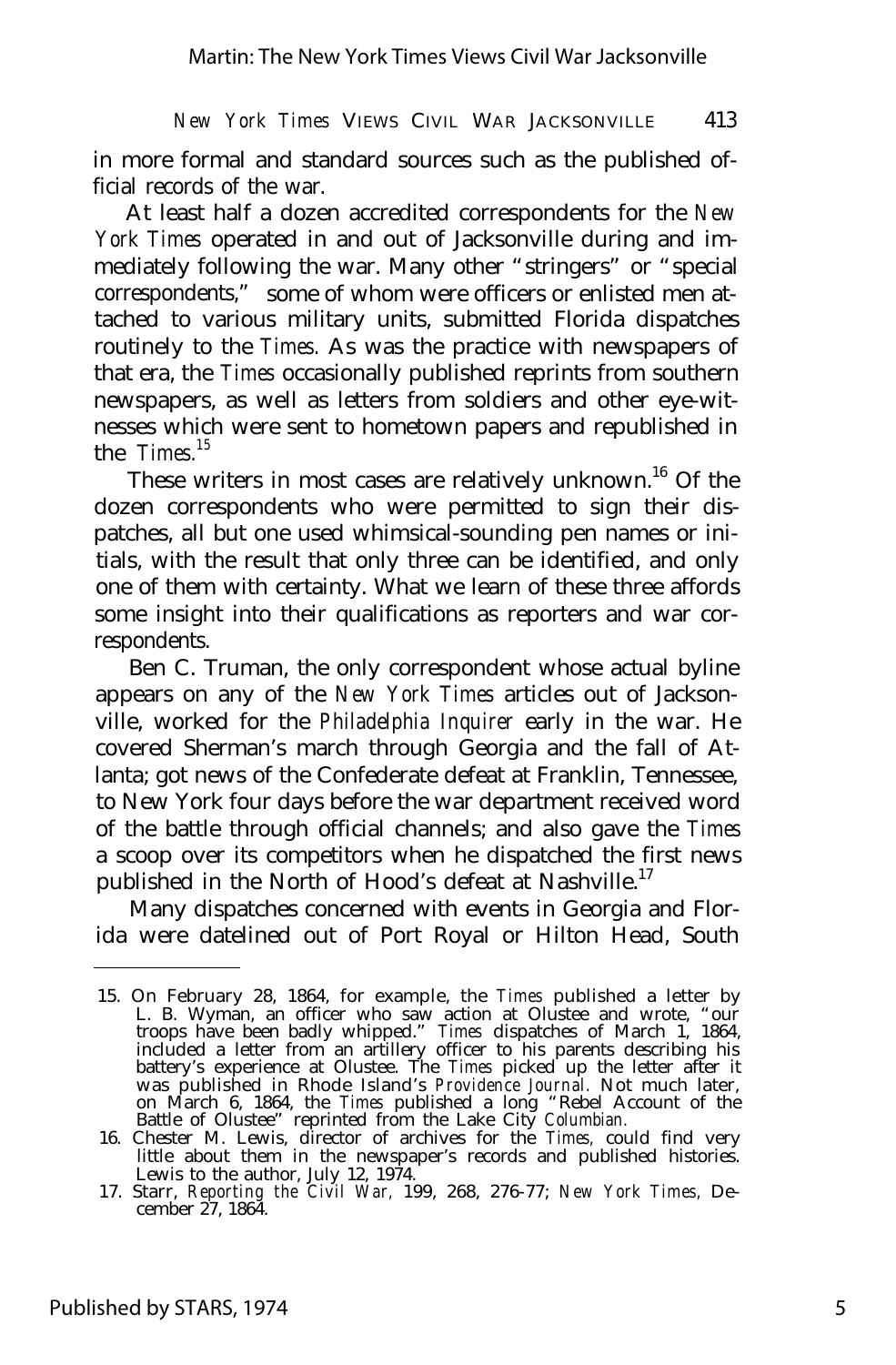in more formal and standard sources such as the published official records of the war.

At least half a dozen accredited correspondents for the *New York Times* operated in and out of Jacksonville during and immediately following the war. Many other "stringers" or "special correspondents," some of whom were officers or enlisted men attached to various military units, submitted Florida dispatches routinely to the *Times*. As was the practice with newspapers of that era, the *Times* occasionally published reprints from southern newspapers, as well as letters from soldiers and other eye-witnesses which were sent to hometown papers and republished in the *Times*.[15]

These writers in most cases are relatively unknown.[16] Of the dozen correspondents who were permitted to sign their dispatches, all but one used whimsical-sounding pen names or initials, with the result that only three can be identified, and only one of them with certainty. What we learn of these three affords some insight into their qualifications as reporters and war correspondents.

Ben C. Truman, the only correspondent whose actual byline appears on any of the *New York Times* articles out of Jacksonville, worked for the *Philadelphia Inquirer* early in the war. He covered Sherman's march through Georgia and the fall of Atlanta; got news of the Confederate defeat at Franklin, Tennessee, to New York four days before the war department received word of the battle through official channels; and also gave the *Times* a scoop over its competitors when he dispatched the first news published in the North of Hood's defeat at Nashville.[17]

Many dispatches concerned with events in Georgia and Florida were datelined out of Port Royal or Hilton Head, South

---

15. On February 28, 1864, for example, the *Times* published a letter by L. B. Wyman, an officer who saw action at Olustee and wrote, "our troops have been badly whipped." *Times* dispatches of March 1, 1864, included a letter from an artillery officer to his parents describing his battery's experience at Olustee. The *Times* picked up the letter after it was published in Rhode Island's *Providence Journal*. Not much later, on March 6, 1864, the *Times* published a long "Rebel Account of the Battle of Olustee" reprinted from the Lake City *Columbian*.
16. Chester M. Lewis, director of archives for the *Times*, could find very little about them in the newspaper's records and published histories. Lewis to the author, July 12, 1974.
17. Starr, *Reporting the Civil War*, 199, 268, 276-77; *New York Times*, December 27, 1864.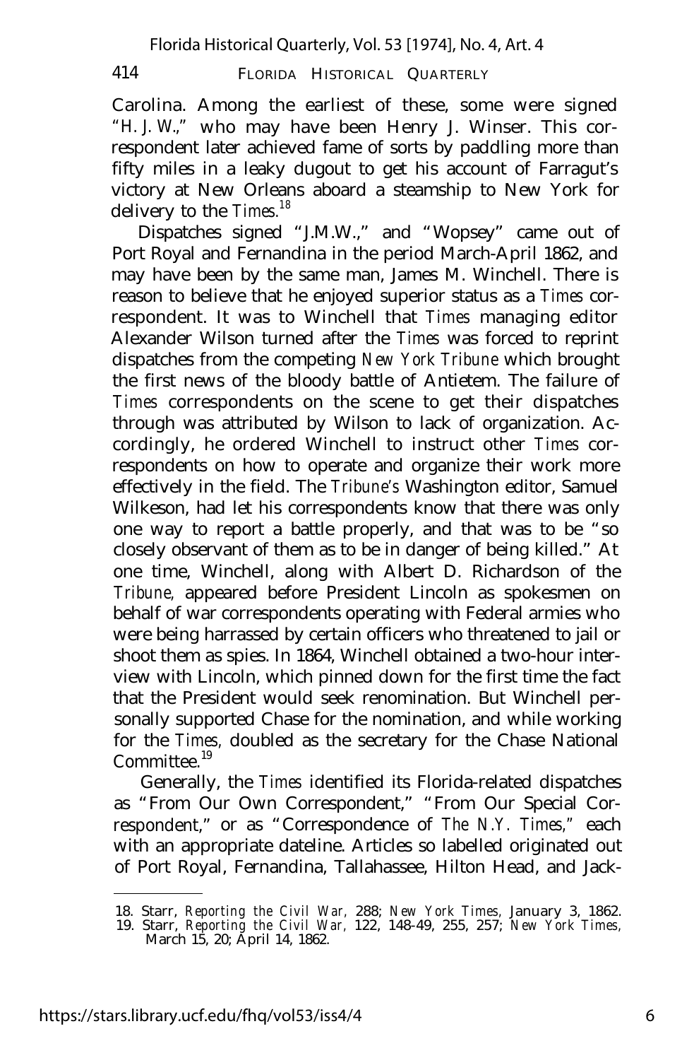Carolina. Among the earliest of these, some were signed "H. J. W.," who may have been Henry J. Winser. This correspondent later achieved fame of sorts by paddling more than fifty miles in a leaky dugout to get his account of Farragut's victory at New Orleans aboard a steamship to New York for delivery to the *Times*.[18]

Dispatches signed "J.M.W.," and "Wopsey" came out of Port Royal and Fernandina in the period March-April 1862, and may have been by the same man, James M. Winchell. There is reason to believe that he enjoyed superior status as a *Times* correspondent. It was to Winchell that *Times* managing editor Alexander Wilson turned after the *Times* was forced to reprint dispatches from the competing *New York Tribune* which brought the first news of the bloody battle of Antietem. The failure of *Times* correspondents on the scene to get their dispatches through was attributed by Wilson to lack of organization. Accordingly, he ordered Winchell to instruct other *Times* correspondents on how to operate and organize their work more effectively in the field. The *Tribune's* Washington editor, Samuel Wilkeson, had let his correspondents know that there was only one way to report a battle properly, and that was to be "so closely observant of them as to be in danger of being killed." At one time, Winchell, along with Albert D. Richardson of the *Tribune,* appeared before President Lincoln as spokesmen on behalf of war correspondents operating with Federal armies who were being harrassed by certain officers who threatened to jail or shoot them as spies. In 1864, Winchell obtained a two-hour interview with Lincoln, which pinned down for the first time the fact that the President would seek renomination. But Winchell personally supported Chase for the nomination, and while working for the *Times,* doubled as the secretary for the Chase National Committee.[19]

Generally, the *Times* identified its Florida-related dispatches as "From Our Own Correspondent," "From Our Special Correspondent," or as "Correspondence of *The N.Y. Times*," each with an appropriate dateline. Articles so labelled originated out of Port Royal, Fernandina, Tallahassee, Hilton Head, and Jack-

18. Starr, *Reporting the Civil War,* 288; *New York Times,* January 3, 1862.
19. Starr, *Reporting the Civil War,* 122, 148-49, 255, 257; *New York Times,* March 15, 20; April 14, 1862.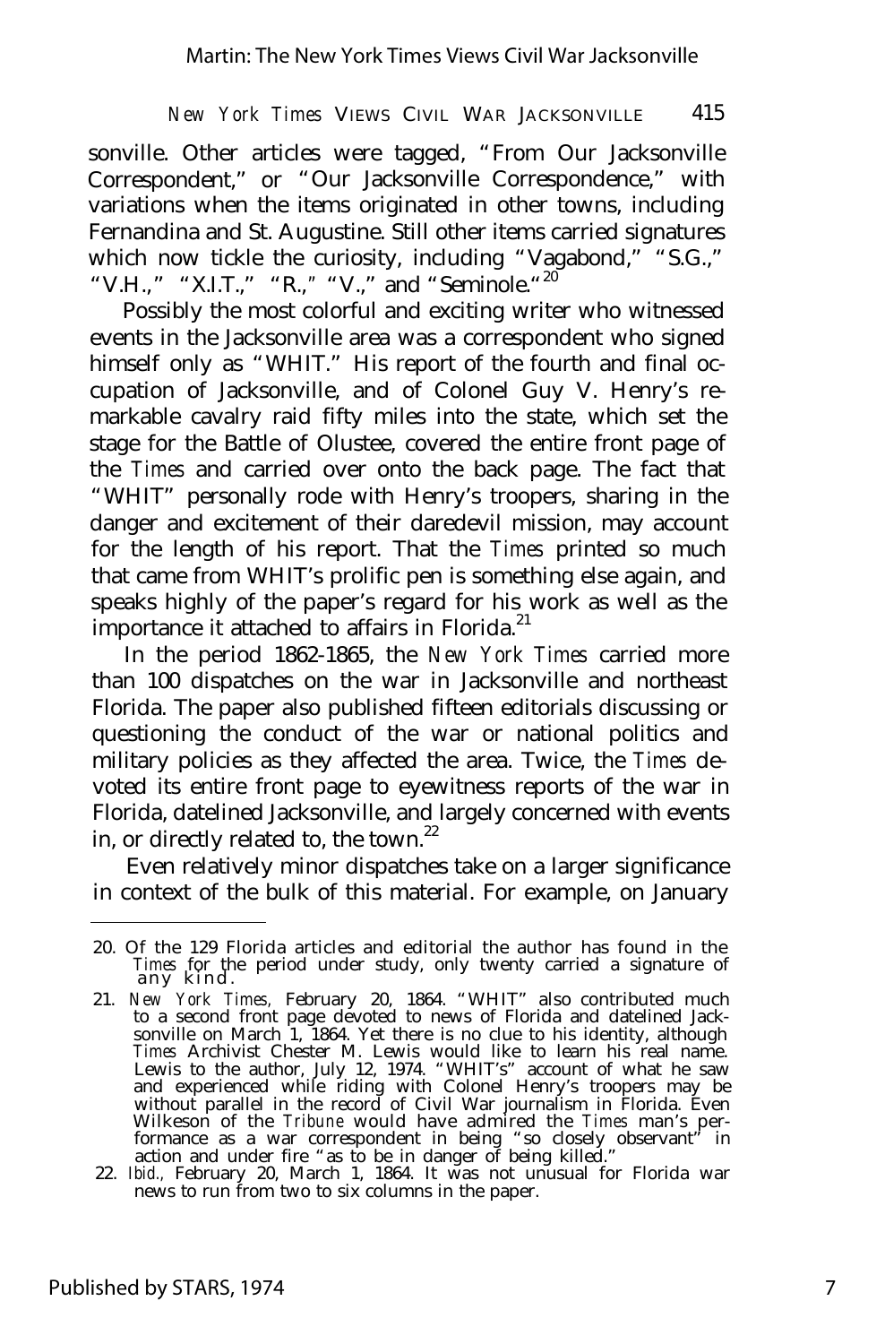sonville. Other articles were tagged, "From Our Jacksonville Correspondent," or "Our Jacksonville Correspondence," with variations when the items originated in other towns, including Fernandina and St. Augustine. Still other items carried signatures which now tickle the curiosity, including "Vagabond," "S.G.," "V.H.," "X.I.T.," "R.," "V.," and "Seminole."[20]

Possibly the most colorful and exciting writer who witnessed events in the Jacksonville area was a correspondent who signed himself only as "WHIT." His report of the fourth and final occupation of Jacksonville, and of Colonel Guy V. Henry's remarkable cavalry raid fifty miles into the state, which set the stage for the Battle of Olustee, covered the entire front page of the *Times* and carried over onto the back page. The fact that "WHIT" personally rode with Henry's troopers, sharing in the danger and excitement of their daredevil mission, may account for the length of his report. That the *Times* printed so much that came from WHIT's prolific pen is something else again, and speaks highly of the paper's regard for his work as well as the importance it attached to affairs in Florida.[21]

In the period 1862-1865, the *New York Times* carried more than 100 dispatches on the war in Jacksonville and northeast Florida. The paper also published fifteen editorials discussing or questioning the conduct of the war or national politics and military policies as they affected the area. Twice, the *Times* devoted its entire front page to eyewitness reports of the war in Florida, datelined Jacksonville, and largely concerned with events in, or directly related to, the town.[22]

Even relatively minor dispatches take on a larger significance in context of the bulk of this material. For example, on January

---

20. Of the 129 Florida articles and editorial the author has found in the *Times* for the period under study, only twenty carried a signature of any kind.

21. *New York Times,* February 20, 1864. "WHIT" also contributed much to a second front page devoted to news of Florida and datelined Jacksonville on March 1, 1864. Yet there is no clue to his identity, although *Times* Archivist Chester M. Lewis would like to learn his real name. Lewis to the author, July 12, 1974. "WHIT's" account of what he saw and experienced while riding with Colonel Henry's troopers may be without parallel in the record of Civil War journalism in Florida. Even Wilkeson of the *Tribune* would have admired the *Times* man's performance as a war correspondent in being "so closely observant" in action and under fire "as to be in danger of being killed."

22. *Ibid.,* February 20, March 1, 1864. It was not unusual for Florida war news to run from two to six columns in the paper.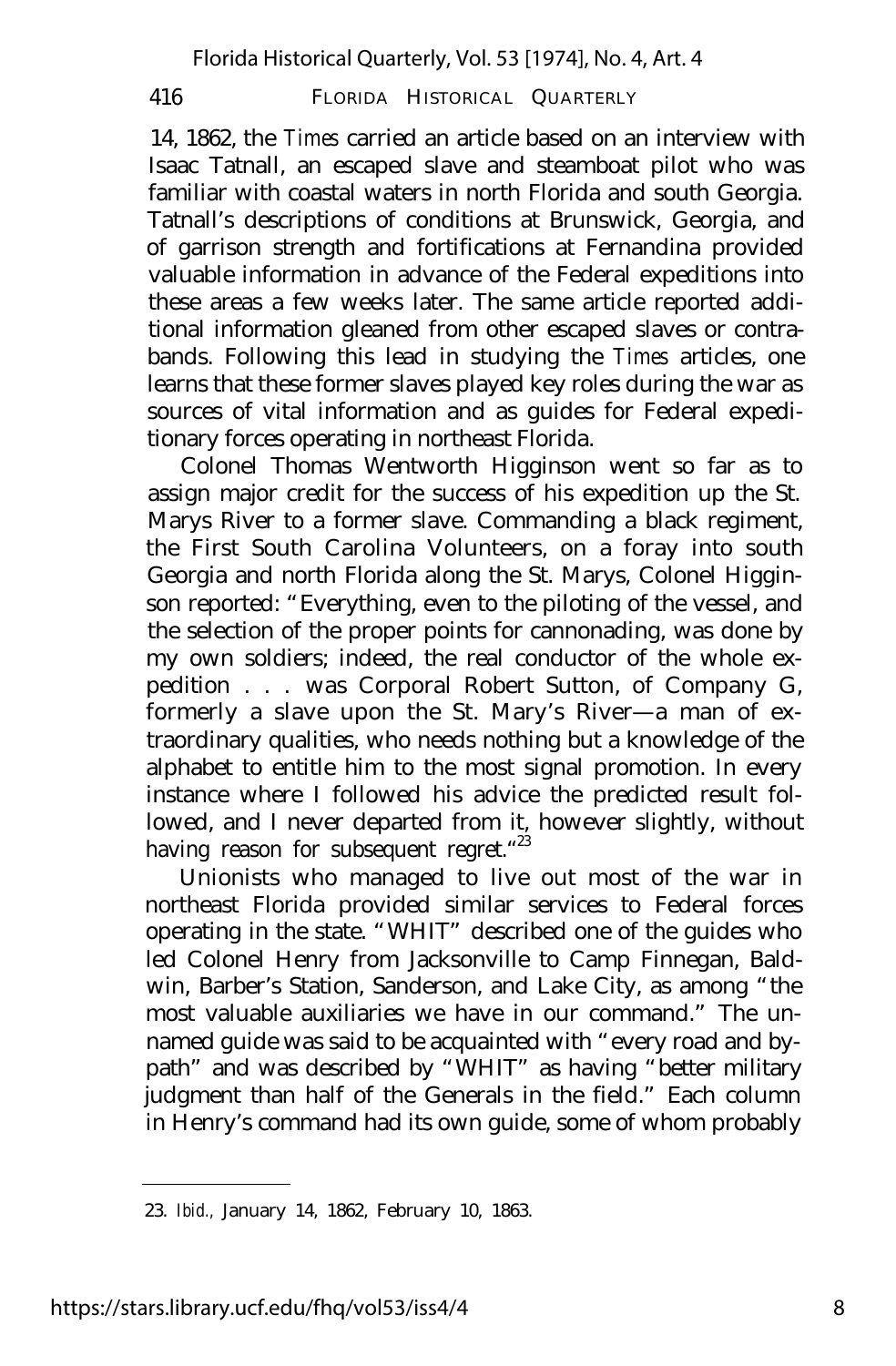14, 1862, the *Times* carried an article based on an interview with Isaac Tatnall, an escaped slave and steamboat pilot who was familiar with coastal waters in north Florida and south Georgia. Tatnall's descriptions of conditions at Brunswick, Georgia, and of garrison strength and fortifications at Fernandina provided valuable information in advance of the Federal expeditions into these areas a few weeks later. The same article reported additional information gleaned from other escaped slaves or contrabands. Following this lead in studying the *Times* articles, one learns that these former slaves played key roles during the war as sources of vital information and as guides for Federal expeditionary forces operating in northeast Florida.

Colonel Thomas Wentworth Higginson went so far as to assign major credit for the success of his expedition up the St. Marys River to a former slave. Commanding a black regiment, the First South Carolina Volunteers, on a foray into south Georgia and north Florida along the St. Marys, Colonel Higginson reported: "Everything, even to the piloting of the vessel, and the selection of the proper points for cannonading, was done by my own soldiers; indeed, the real conductor of the whole expedition . . . was Corporal Robert Sutton, of Company G, formerly a slave upon the St. Mary's River—a man of extraordinary qualities, who needs nothing but a knowledge of the alphabet to entitle him to the most signal promotion. In every instance where I followed his advice the predicted result followed, and I never departed from it, however slightly, without having reason for subsequent regret."[23]

Unionists who managed to live out most of the war in northeast Florida provided similar services to Federal forces operating in the state. "WHIT" described one of the guides who led Colonel Henry from Jacksonville to Camp Finnegan, Baldwin, Barber's Station, Sanderson, and Lake City, as among "the most valuable auxiliaries we have in our command." The unnamed guide was said to be acquainted with "every road and bypath" and was described by "WHIT" as having "better military judgment than half of the Generals in the field." Each column in Henry's command had its own guide, some of whom probably

---

23. *Ibid.,* January 14, 1862, February 10, 1863.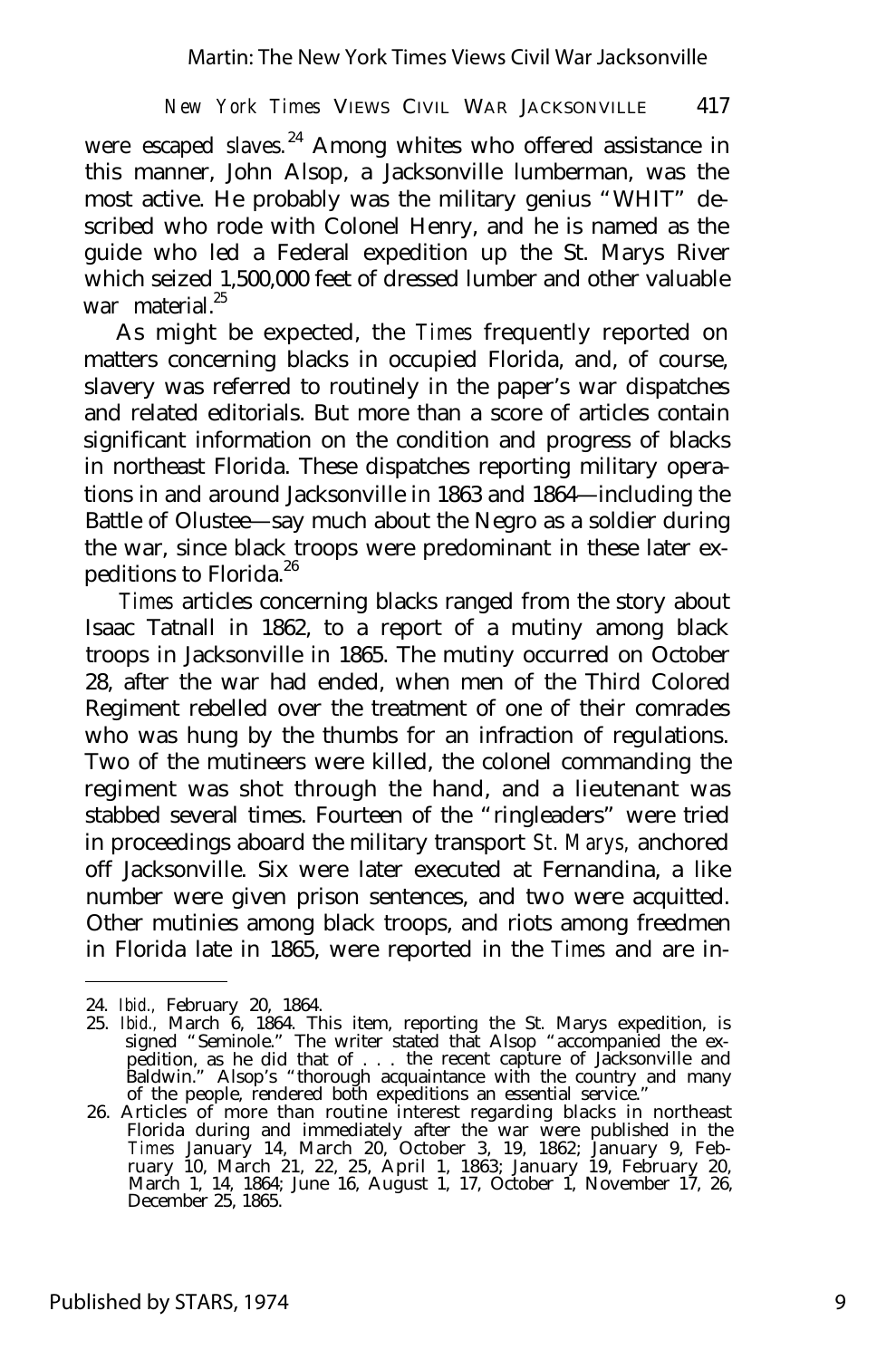were escaped slaves.[24] Among whites who offered assistance in this manner, John Alsop, a Jacksonville lumberman, was the most active. He probably was the military genius "WHIT" described who rode with Colonel Henry, and he is named as the guide who led a Federal expedition up the St. Marys River which seized 1,500,000 feet of dressed lumber and other valuable war material.[25]

As might be expected, the *Times* frequently reported on matters concerning blacks in occupied Florida, and, of course, slavery was referred to routinely in the paper's war dispatches and related editorials. But more than a score of articles contain significant information on the condition and progress of blacks in northeast Florida. These dispatches reporting military operations in and around Jacksonville in 1863 and 1864—including the Battle of Olustee—say much about the Negro as a soldier during the war, since black troops were predominant in these later expeditions to Florida.[26]

*Times* articles concerning blacks ranged from the story about Isaac Tatnall in 1862, to a report of a mutiny among black troops in Jacksonville in 1865. The mutiny occurred on October 28, after the war had ended, when men of the Third Colored Regiment rebelled over the treatment of one of their comrades who was hung by the thumbs for an infraction of regulations. Two of the mutineers were killed, the colonel commanding the regiment was shot through the hand, and a lieutenant was stabbed several times. Fourteen of the "ringleaders" were tried in proceedings aboard the military transport *St. Marys,* anchored off Jacksonville. Six were later executed at Fernandina, a like number were given prison sentences, and two were acquitted. Other mutinies among black troops, and riots among freedmen in Florida late in 1865, were reported in the *Times* and are in-

---

24. *Ibid.,* February 20, 1864.
25. *Ibid.,* March 6, 1864. This item, reporting the St. Marys expedition, is signed "Seminole." The writer stated that Alsop "accompanied the expedition, as he did that of . . . the recent capture of Jacksonville and Baldwin." Alsop's "thorough acquaintance with the country and many of the people, rendered both expeditions an essential service."
26. Articles of more than routine interest regarding blacks in northeast Florida during and immediately after the war were published in the *Times* January 14, March 20, October 3, 19, 1862; January 9, February 10, March 21, 22, 25, April 1, 1863; January 19, February 20, March 1, 14, 1864; June 16, August 1, 17, October 1, November 17, 26, December 25, 1865.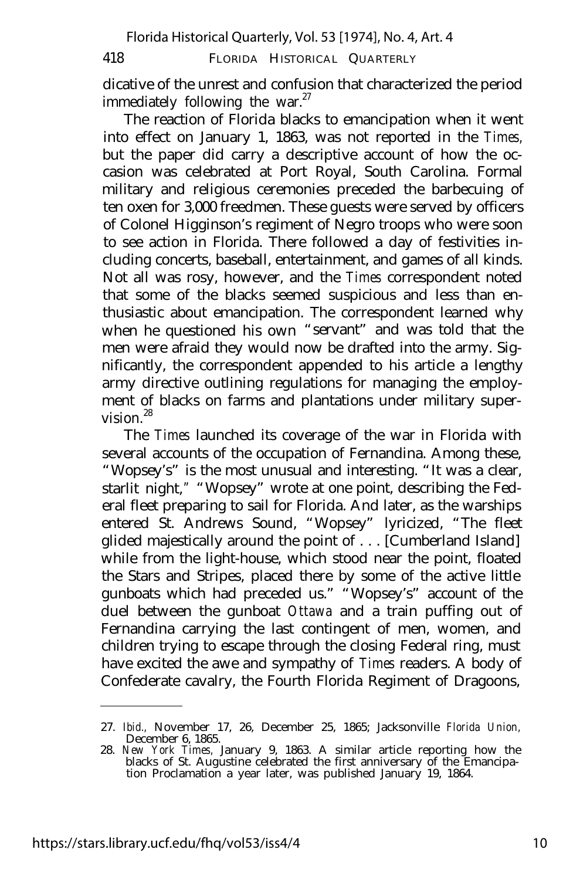dicative of the unrest and confusion that characterized the period immediately following the war.[27]

The reaction of Florida blacks to emancipation when it went into effect on January 1, 1863, was not reported in the *Times,* but the paper did carry a descriptive account of how the occasion was celebrated at Port Royal, South Carolina. Formal military and religious ceremonies preceded the barbecuing of ten oxen for 3,000 freedmen. These guests were served by officers of Colonel Higginson's regiment of Negro troops who were soon to see action in Florida. There followed a day of festivities including concerts, baseball, entertainment, and games of all kinds. Not all was rosy, however, and the *Times* correspondent noted that some of the blacks seemed suspicious and less than enthusiastic about emancipation. The correspondent learned why when he questioned his own "servant" and was told that the men were afraid they would now be drafted into the army. Significantly, the correspondent appended to his article a lengthy army directive outlining regulations for managing the employment of blacks on farms and plantations under military supervision.[28]

The *Times* launched its coverage of the war in Florida with several accounts of the occupation of Fernandina. Among these, "Wopsey's" is the most unusual and interesting. "It was a clear, starlit night," "Wopsey" wrote at one point, describing the Federal fleet preparing to sail for Florida. And later, as the warships entered St. Andrews Sound, "Wopsey" lyricized, "The fleet glided majestically around the point of . . . [Cumberland Island] while from the light-house, which stood near the point, floated the Stars and Stripes, placed there by some of the active little gunboats which had preceded us." "Wopsey's" account of the duel between the gunboat *Ottawa* and a train puffing out of Fernandina carrying the last contingent of men, women, and children trying to escape through the closing Federal ring, must have excited the awe and sympathy of *Times* readers. A body of Confederate cavalry, the Fourth Florida Regiment of Dragoons,

---

27. *Ibid.,* November 17, 26, December 25, 1865; Jacksonville *Florida Union,* December 6, 1865.
28. *New York Times,* January 9, 1863. A similar article reporting how the blacks of St. Augustine celebrated the first anniversary of the Emancipation Proclamation a year later, was published January 19, 1864.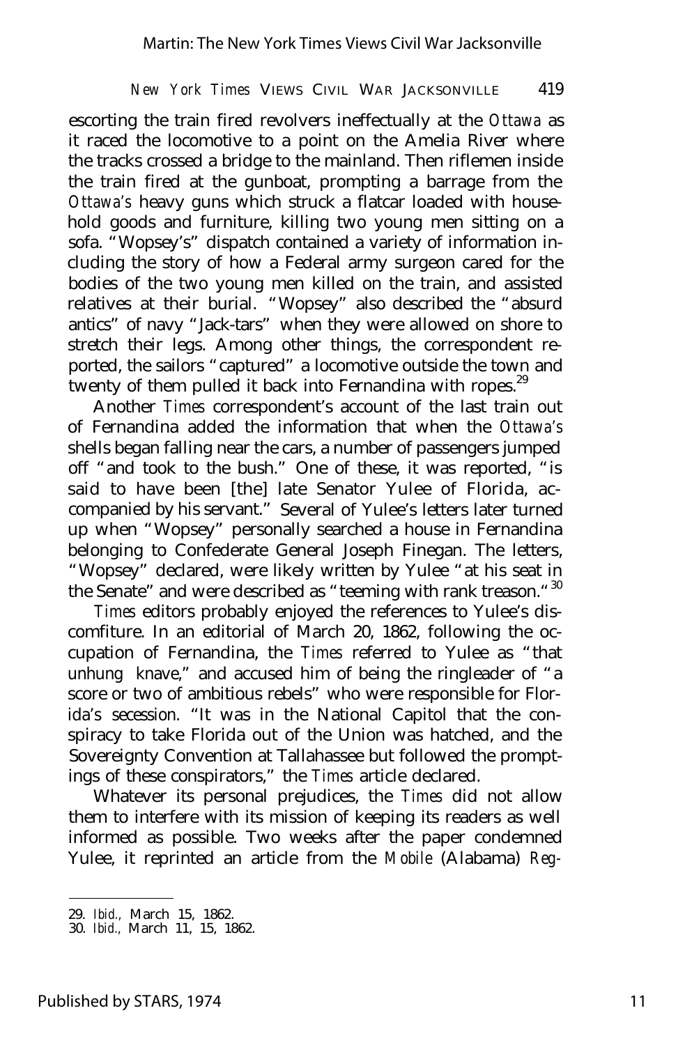escorting the train fired revolvers ineffectually at the *Ottawa* as it raced the locomotive to a point on the Amelia River where the tracks crossed a bridge to the mainland. Then riflemen inside the train fired at the gunboat, prompting a barrage from the *Ottawa's* heavy guns which struck a flatcar loaded with household goods and furniture, killing two young men sitting on a sofa. "Wopsey's" dispatch contained a variety of information including the story of how a Federal army surgeon cared for the bodies of the two young men killed on the train, and assisted relatives at their burial. "Wopsey" also described the "absurd antics" of navy "Jack-tars" when they were allowed on shore to stretch their legs. Among other things, the correspondent reported, the sailors "captured" a locomotive outside the town and twenty of them pulled it back into Fernandina with ropes.[29]

Another *Times* correspondent's account of the last train out of Fernandina added the information that when the *Ottawa's* shells began falling near the cars, a number of passengers jumped off "and took to the bush." One of these, it was reported, "is said to have been [the] late Senator Yulee of Florida, accompanied by his servant." Several of Yulee's letters later turned up when "Wopsey" personally searched a house in Fernandina belonging to Confederate General Joseph Finegan. The letters, "Wopsey" declared, were likely written by Yulee "at his seat in the Senate" and were described as "teeming with rank treason."[30]

*Times* editors probably enjoyed the references to Yulee's discomfiture. In an editorial of March 20, 1862, following the occupation of Fernandina, the *Times* referred to Yulee as "that unhung knave," and accused him of being the ringleader of "a score or two of ambitious rebels" who were responsible for Florida's secession. "It was in the National Capitol that the conspiracy to take Florida out of the Union was hatched, and the Sovereignty Convention at Tallahassee but followed the promptings of these conspirators," the *Times* article declared.

Whatever its personal prejudices, the *Times* did not allow them to interfere with its mission of keeping its readers as well informed as possible. Two weeks after the paper condemned Yulee, it reprinted an article from the *Mobile* (Alabama) *Reg-*

---

29. *Ibid.,* March 15, 1862.
30. *Ibid.,* March 11, 15, 1862.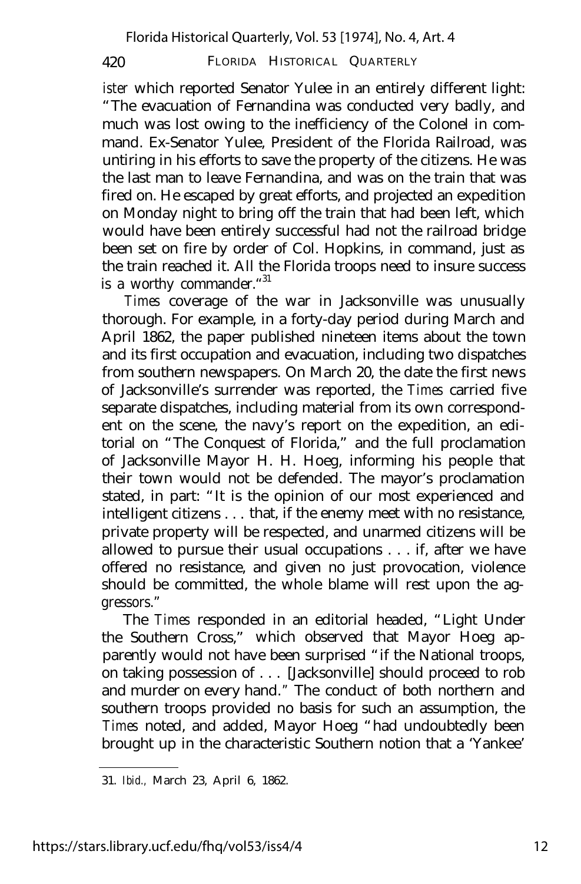*ister* which reported Senator Yulee in an entirely different light: "The evacuation of Fernandina was conducted very badly, and much was lost owing to the inefficiency of the Colonel in command. Ex-Senator Yulee, President of the Florida Railroad, was untiring in his efforts to save the property of the citizens. He was the last man to leave Fernandina, and was on the train that was fired on. He escaped by great efforts, and projected an expedition on Monday night to bring off the train that had been left, which would have been entirely successful had not the railroad bridge been set on fire by order of Col. Hopkins, in command, just as the train reached it. All the Florida troops need to insure success is a worthy commander."[31]

*Times* coverage of the war in Jacksonville was unusually thorough. For example, in a forty-day period during March and April 1862, the paper published nineteen items about the town and its first occupation and evacuation, including two dispatches from southern newspapers. On March 20, the date the first news of Jacksonville's surrender was reported, the *Times* carried five separate dispatches, including material from its own correspondent on the scene, the navy's report on the expedition, an editorial on "The Conquest of Florida," and the full proclamation of Jacksonville Mayor H. H. Hoeg, informing his people that their town would not be defended. The mayor's proclamation stated, in part: "It is the opinion of our most experienced and intelligent citizens . . . that, if the enemy meet with no resistance, private property will be respected, and unarmed citizens will be allowed to pursue their usual occupations . . . if, after we have offered no resistance, and given no just provocation, violence should be committed, the whole blame will rest upon the aggressors."

The *Times* responded in an editorial headed, "Light Under the Southern Cross," which observed that Mayor Hoeg apparently would not have been surprised "if the National troops, on taking possession of . . . [Jacksonville] should proceed to rob and murder on every hand." The conduct of both northern and southern troops provided no basis for such an assumption, the *Times* noted, and added, Mayor Hoeg "had undoubtedly been brought up in the characteristic Southern notion that a 'Yankee'

31. *Ibid.,* March 23, April 6, 1862.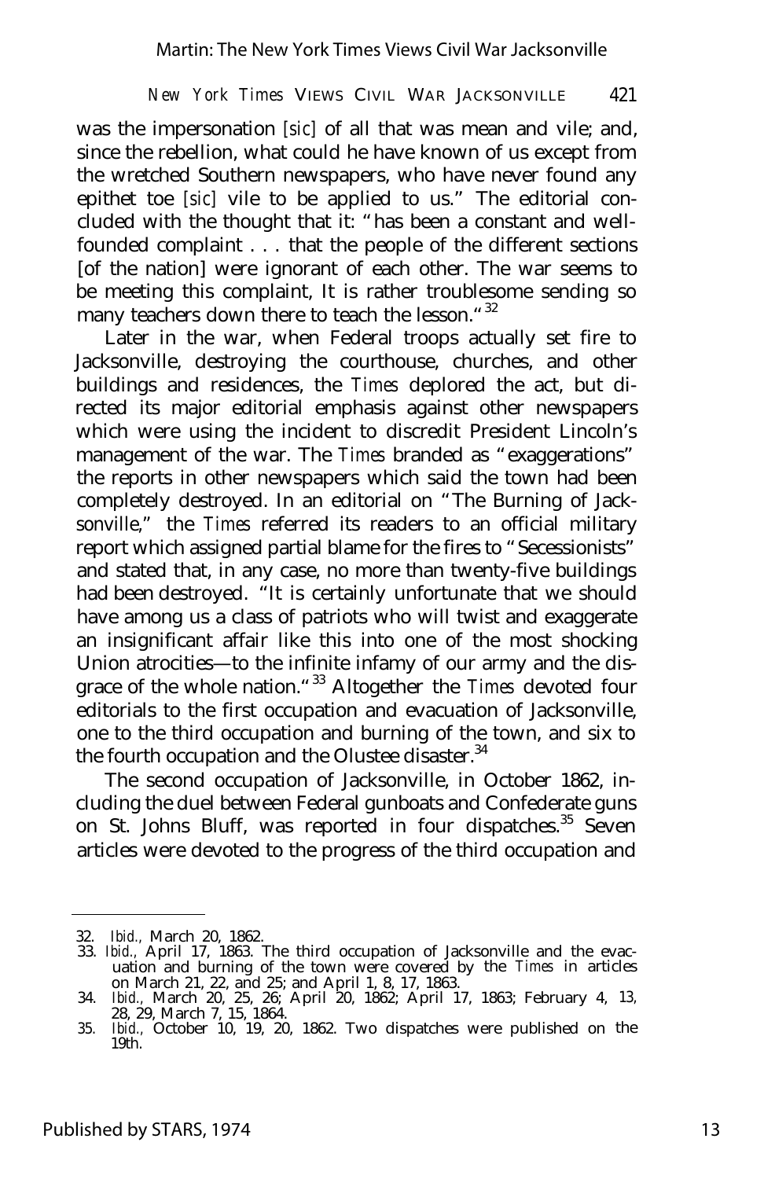was the impersonation [*sic*] of all that was mean and vile; and, since the rebellion, what could he have known of us except from the wretched Southern newspapers, who have never found any epithet toe [*sic*] vile to be applied to us." The editorial concluded with the thought that it: "has been a constant and well-founded complaint . . . that the people of the different sections [of the nation] were ignorant of each other. The war seems to be meeting this complaint, It is rather troublesome sending so many teachers down there to teach the lesson."[32]

Later in the war, when Federal troops actually set fire to Jacksonville, destroying the courthouse, churches, and other buildings and residences, the *Times* deplored the act, but directed its major editorial emphasis against other newspapers which were using the incident to discredit President Lincoln's management of the war. The *Times* branded as "exaggerations" the reports in other newspapers which said the town had been completely destroyed. In an editorial on "The Burning of Jacksonville," the *Times* referred its readers to an official military report which assigned partial blame for the fires to "Secessionists" and stated that, in any case, no more than twenty-five buildings had been destroyed. "It is certainly unfortunate that we should have among us a class of patriots who will twist and exaggerate an insignificant affair like this into one of the most shocking Union atrocities—to the infinite infamy of our army and the disgrace of the whole nation."[33] Altogether the *Times* devoted four editorials to the first occupation and evacuation of Jacksonville, one to the third occupation and burning of the town, and six to the fourth occupation and the Olustee disaster.[34]

The second occupation of Jacksonville, in October 1862, including the duel between Federal gunboats and Confederate guns on St. Johns Bluff, was reported in four dispatches.[35] Seven articles were devoted to the progress of the third occupation and

32. *Ibid.*, March 20, 1862.
33. *Ibid.*, April 17, 1863. The third occupation of Jacksonville and the evacuation and burning of the town were covered by the *Times* in articles on March 21, 22, and 25; and April 1, 8, 17, 1863.
34. *Ibid.*, March 20, 25, 26; April 20, 1862; April 17, 1863; February 4, 13, 28, 29, March 7, 15, 1864.
35. *Ibid.*, October 10, 19, 20, 1862. Two dispatches were published on the 19th.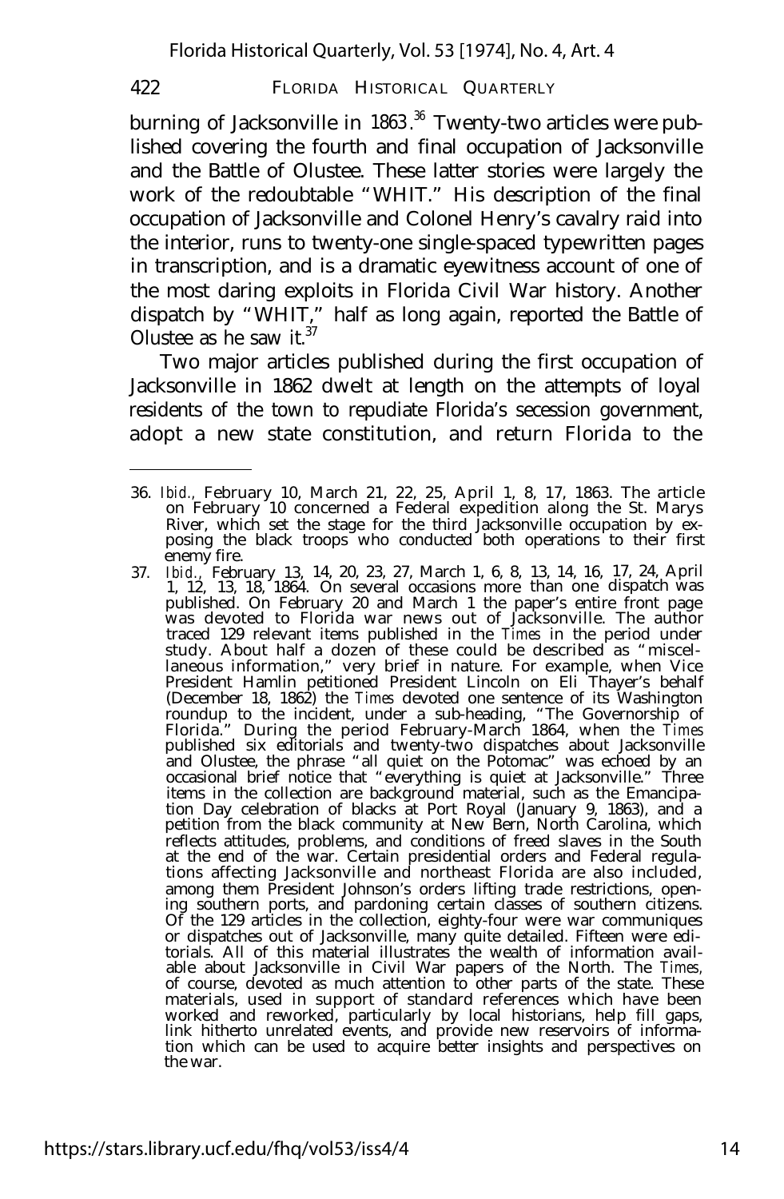burning of Jacksonville in 1863.[36] Twenty-two articles were published covering the fourth and final occupation of Jacksonville and the Battle of Olustee. These latter stories were largely the work of the redoubtable "WHIT." His description of the final occupation of Jacksonville and Colonel Henry's cavalry raid into the interior, runs to twenty-one single-spaced typewritten pages in transcription, and is a dramatic eyewitness account of one of the most daring exploits in Florida Civil War history. Another dispatch by "WHIT," half as long again, reported the Battle of Olustee as he saw it.[37]

Two major articles published during the first occupation of Jacksonville in 1862 dwelt at length on the attempts of loyal residents of the town to repudiate Florida's secession government, adopt a new state constitution, and return Florida to the

---

36. *Ibid.*, February 10, March 21, 22, 25, April 1, 8, 17, 1863. The article on February 10 concerned a Federal expedition along the St. Marys River, which set the stage for the third Jacksonville occupation by exposing the black troops who conducted both operations to their first enemy fire.

37. *Ibid.*, February 13, 14, 20, 23, 27, March 1, 6, 8, 13, 14, 16, 17, 24, April 1, 12, 13, 18, 1864. On several occasions more than one dispatch was published. On February 20 and March 1 the paper's entire front page was devoted to Florida war news out of Jacksonville. The author traced 129 relevant items published in the *Times* in the period under study. About half a dozen of these could be described as "miscellaneous information," very brief in nature. For example, when Vice President Hamlin petitioned President Lincoln on Eli Thayer's behalf (December 18, 1862) the *Times* devoted one sentence of its Washington roundup to the incident, under a sub-heading, "The Governorship of Florida." During the period February-March 1864, when the *Times* published six editorials and twenty-two dispatches about Jacksonville and Olustee, the phrase "all quiet on the Potomac" was echoed by an occasional brief notice that "everything is quiet at Jacksonville." Three items in the collection are background material, such as the Emancipation Day celebration of blacks at Port Royal (January 9, 1863), and a petition from the black community at New Bern, North Carolina, which reflects attitudes, problems, and conditions of freed slaves in the South at the end of the war. Certain presidential orders and Federal regulations affecting Jacksonville and northeast Florida are also included, among them President Johnson's orders lifting trade restrictions, opening southern ports, and pardoning certain classes of southern citizens. Of the 129 articles in the collection, eighty-four were war communiques or dispatches out of Jacksonville, many quite detailed. Fifteen were editorials. All of this material illustrates the wealth of information available about Jacksonville in Civil War papers of the North. The *Times*, of course, devoted as much attention to other parts of the state. These materials, used in support of standard references which have been worked and reworked, particularly by local historians, help fill gaps, link hitherto unrelated events, and provide new reservoirs of information which can be used to acquire better insights and perspectives on the war.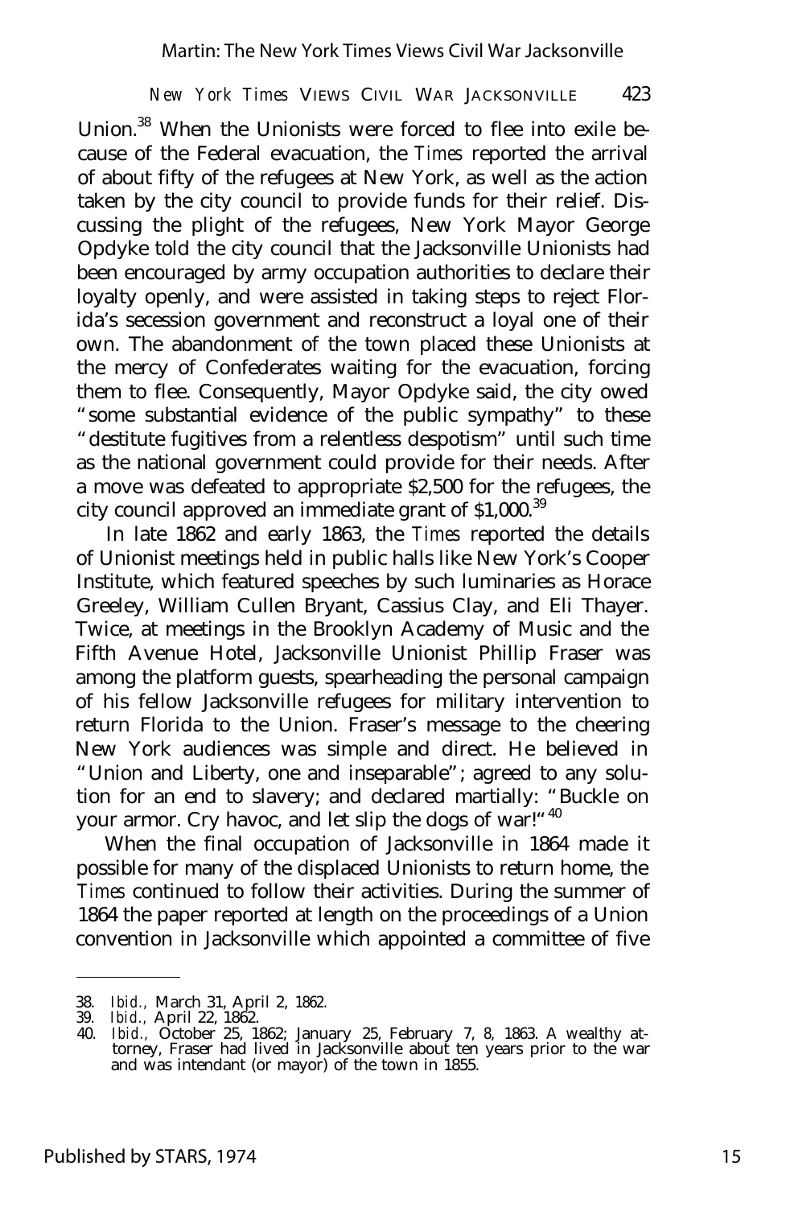Union.[38] When the Unionists were forced to flee into exile because of the Federal evacuation, the *Times* reported the arrival of about fifty of the refugees at New York, as well as the action taken by the city council to provide funds for their relief. Discussing the plight of the refugees, New York Mayor George Opdyke told the city council that the Jacksonville Unionists had been encouraged by army occupation authorities to declare their loyalty openly, and were assisted in taking steps to reject Florida's secession government and reconstruct a loyal one of their own. The abandonment of the town placed these Unionists at the mercy of Confederates waiting for the evacuation, forcing them to flee. Consequently, Mayor Opdyke said, the city owed "some substantial evidence of the public sympathy" to these "destitute fugitives from a relentless despotism" until such time as the national government could provide for their needs. After a move was defeated to appropriate $2,500 for the refugees, the city council approved an immediate grant of $1,000.[39]

In late 1862 and early 1863, the *Times* reported the details of Unionist meetings held in public halls like New York's Cooper Institute, which featured speeches by such luminaries as Horace Greeley, William Cullen Bryant, Cassius Clay, and Eli Thayer. Twice, at meetings in the Brooklyn Academy of Music and the Fifth Avenue Hotel, Jacksonville Unionist Phillip Fraser was among the platform guests, spearheading the personal campaign of his fellow Jacksonville refugees for military intervention to return Florida to the Union. Fraser's message to the cheering New York audiences was simple and direct. He believed in "Union and Liberty, one and inseparable"; agreed to any solution for an end to slavery; and declared martially: "Buckle on your armor. Cry havoc, and let slip the dogs of war!"[40]

When the final occupation of Jacksonville in 1864 made it possible for many of the displaced Unionists to return home, the *Times* continued to follow their activities. During the summer of 1864 the paper reported at length on the proceedings of a Union convention in Jacksonville which appointed a committee of five

---

38. *Ibid.*, March 31, April 2, 1862.
39. *Ibid.*, April 22, 1862.
40. *Ibid.*, October 25, 1862; January 25, February 7, 8, 1863. A wealthy attorney, Fraser had lived in Jacksonville about ten years prior to the war and was intendant (or mayor) of the town in 1855.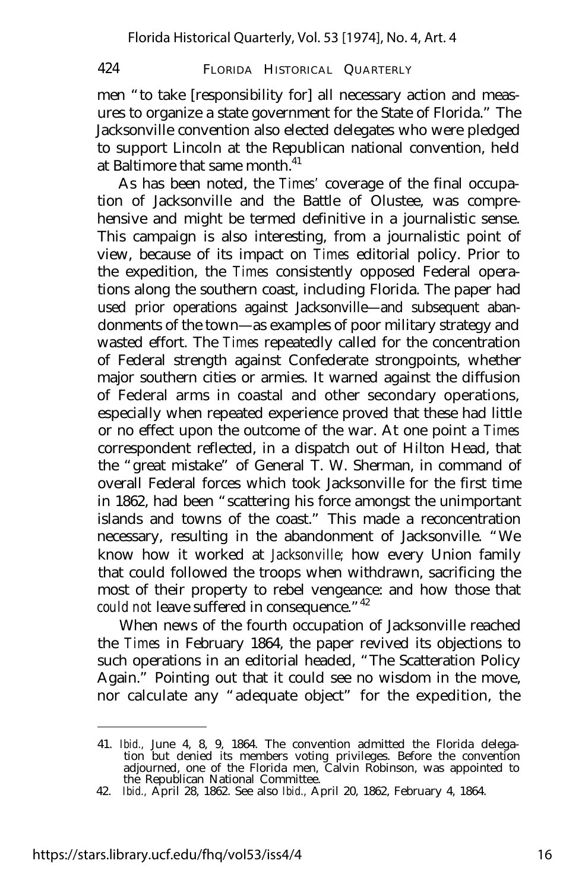men "to take [responsibility for] all necessary action and measures to organize a state government for the State of Florida." The Jacksonville convention also elected delegates who were pledged to support Lincoln at the Republican national convention, held at Baltimore that same month.[41]

As has been noted, the *Times'* coverage of the final occupation of Jacksonville and the Battle of Olustee, was comprehensive and might be termed definitive in a journalistic sense. This campaign is also interesting, from a journalistic point of view, because of its impact on *Times* editorial policy. Prior to the expedition, the *Times* consistently opposed Federal operations along the southern coast, including Florida. The paper had used prior operations against Jacksonville—and subsequent abandonments of the town—as examples of poor military strategy and wasted effort. The *Times* repeatedly called for the concentration of Federal strength against Confederate strongpoints, whether major southern cities or armies. It warned against the diffusion of Federal arms in coastal and other secondary operations, especially when repeated experience proved that these had little or no effect upon the outcome of the war. At one point a *Times* correspondent reflected, in a dispatch out of Hilton Head, that the "great mistake" of General T. W. Sherman, in command of overall Federal forces which took Jacksonville for the first time in 1862, had been "scattering his force amongst the unimportant islands and towns of the coast." This made a reconcentration necessary, resulting in the abandonment of Jacksonville. "We know how it worked at *Jacksonville*; how every Union family that could followed the troops when withdrawn, sacrificing the most of their property to rebel vengeance: and how those that *could not* leave suffered in consequence."[42]

When news of the fourth occupation of Jacksonville reached the *Times* in February 1864, the paper revived its objections to such operations in an editorial headed, "The Scatteration Policy Again." Pointing out that it could see no wisdom in the move, nor calculate any "adequate object" for the expedition, the

---

41. *Ibid.*, June 4, 8, 9, 1864. The convention admitted the Florida delegation but denied its members voting privileges. Before the convention adjourned, one of the Florida men, Calvin Robinson, was appointed to the Republican National Committee.

42. *Ibid.*, April 28, 1862. See also *Ibid.*, April 20, 1862, February 4, 1864.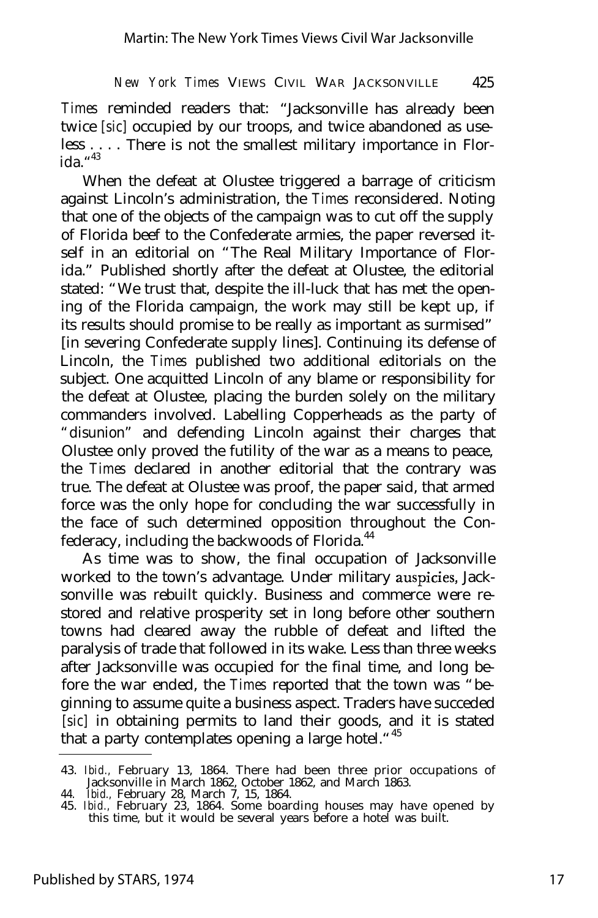*Times* reminded readers that: "Jacksonville has already been twice [*sic*] occupied by our troops, and twice abandoned as useless . . . . There is not the smallest military importance in Florida."[43]

When the defeat at Olustee triggered a barrage of criticism against Lincoln's administration, the *Times* reconsidered. Noting that one of the objects of the campaign was to cut off the supply of Florida beef to the Confederate armies, the paper reversed itself in an editorial on "The Real Military Importance of Florida." Published shortly after the defeat at Olustee, the editorial stated: "We trust that, despite the ill-luck that has met the opening of the Florida campaign, the work may still be kept up, if its results should promise to be really as important as surmised" [in severing Confederate supply lines]. Continuing its defense of Lincoln, the *Times* published two additional editorials on the subject. One acquitted Lincoln of any blame or responsibility for the defeat at Olustee, placing the burden solely on the military commanders involved. Labelling Copperheads as the party of "disunion" and defending Lincoln against their charges that Olustee only proved the futility of the war as a means to peace, the *Times* declared in another editorial that the contrary was true. The defeat at Olustee was proof, the paper said, that armed force was the only hope for concluding the war successfully in the face of such determined opposition throughout the Confederacy, including the backwoods of Florida.[44]

As time was to show, the final occupation of Jacksonville worked to the town's advantage. Under military auspicies, Jacksonville was rebuilt quickly. Business and commerce were restored and relative prosperity set in long before other southern towns had cleared away the rubble of defeat and lifted the paralysis of trade that followed in its wake. Less than three weeks after Jacksonville was occupied for the final time, and long before the war ended, the *Times* reported that the town was "beginning to assume quite a business aspect. Traders have succeded [*sic*] in obtaining permits to land their goods, and it is stated that a party contemplates opening a large hotel."[45]

---

43. *Ibid.*, February 13, 1864. There had been three prior occupations of Jacksonville in March 1862, October 1862, and March 1863.
44. *Ibid.*, February 28, March 7, 15, 1864.
45. *Ibid.*, February 23, 1864. Some boarding houses may have opened by this time, but it would be several years before a hotel was built.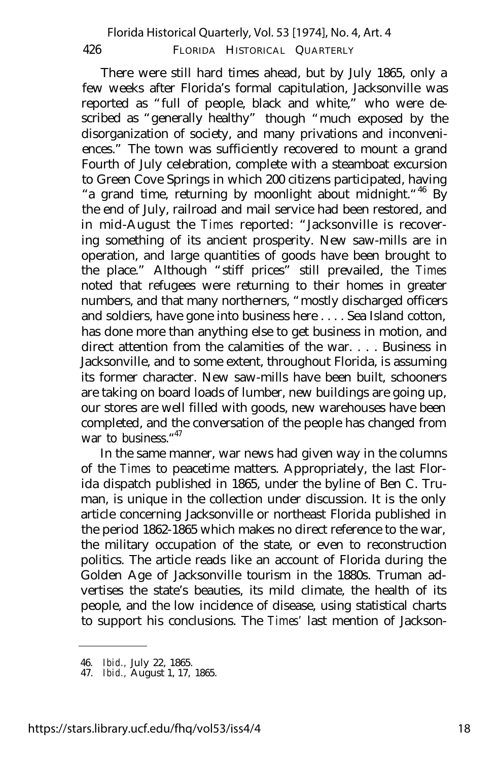There were still hard times ahead, but by July 1865, only a few weeks after Florida's formal capitulation, Jacksonville was reported as "full of people, black and white," who were described as "generally healthy" though "much exposed by the disorganization of society, and many privations and inconveniences." The town was sufficiently recovered to mount a grand Fourth of July celebration, complete with a steamboat excursion to Green Cove Springs in which 200 citizens participated, having "a grand time, returning by moonlight about midnight."[46] By the end of July, railroad and mail service had been restored, and in mid-August the *Times* reported: "Jacksonville is recovering something of its ancient prosperity. New saw-mills are in operation, and large quantities of goods have been brought to the place." Although "stiff prices" still prevailed, the *Times* noted that refugees were returning to their homes in greater numbers, and that many northerners, "mostly discharged officers and soldiers, have gone into business here . . . . Sea Island cotton, has done more than anything else to get business in motion, and direct attention from the calamities of the war. . . . Business in Jacksonville, and to some extent, throughout Florida, is assuming its former character. New saw-mills have been built, schooners are taking on board loads of lumber, new buildings are going up, our stores are well filled with goods, new warehouses have been completed, and the conversation of the people has changed from war to business."[47]

In the same manner, war news had given way in the columns of the *Times* to peacetime matters. Appropriately, the last Florida dispatch published in 1865, under the byline of Ben C. Truman, is unique in the collection under discussion. It is the only article concerning Jacksonville or northeast Florida published in the period 1862-1865 which makes no direct reference to the war, the military occupation of the state, or even to reconstruction politics. The article reads like an account of Florida during the Golden Age of Jacksonville tourism in the 1880s. Truman advertises the state's beauties, its mild climate, the health of its people, and the low incidence of disease, using statistical charts to support his conclusions. The *Times'* last mention of Jackson-

---

46. *Ibid.,* July 22, 1865.
47. *Ibid.,* August 1, 17, 1865.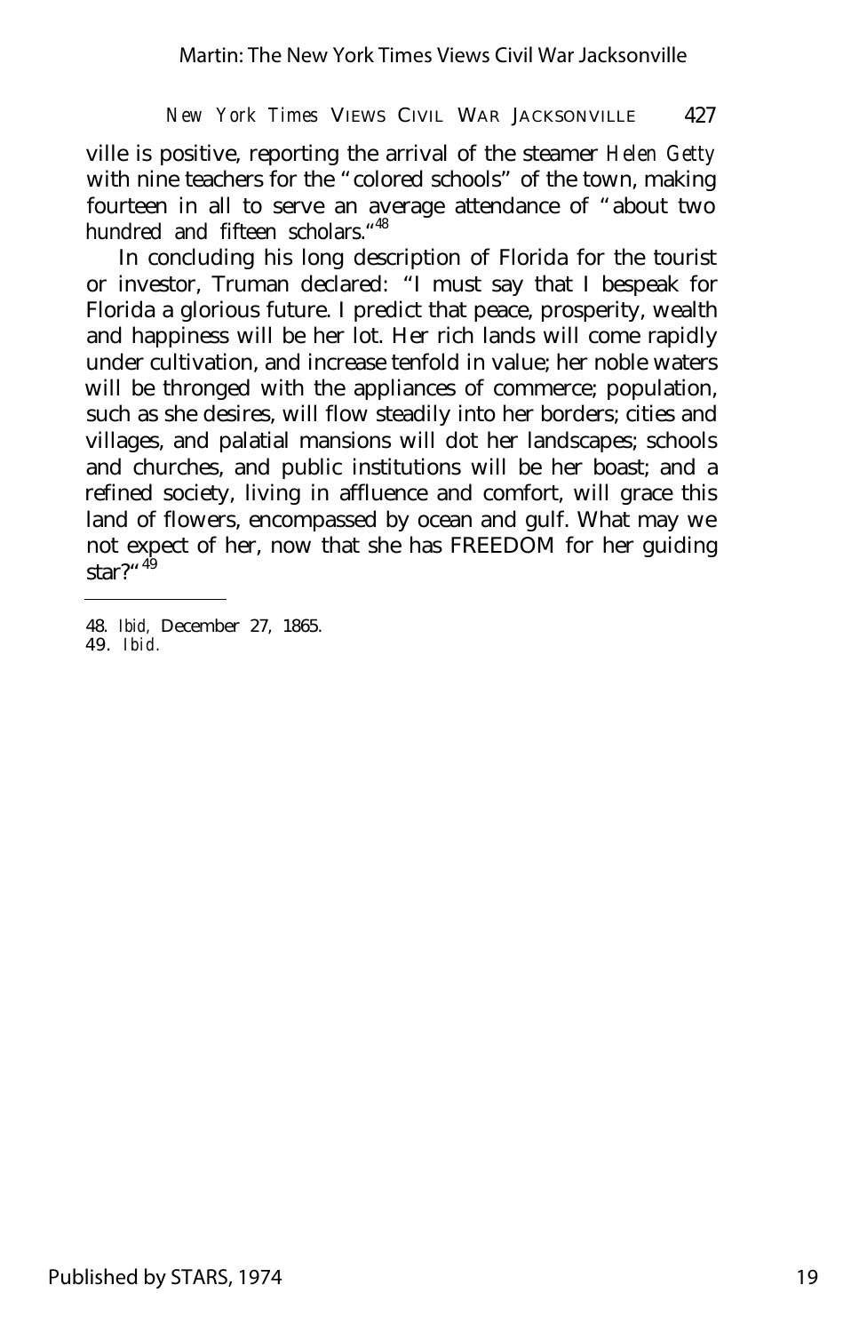ville is positive, reporting the arrival of the steamer *Helen Getty* with nine teachers for the "colored schools" of the town, making fourteen in all to serve an average attendance of "about two hundred and fifteen scholars."[48]

In concluding his long description of Florida for the tourist or investor, Truman declared: "I must say that I bespeak for Florida a glorious future. I predict that peace, prosperity, wealth and happiness will be her lot. Her rich lands will come rapidly under cultivation, and increase tenfold in value; her noble waters will be thronged with the appliances of commerce; population, such as she desires, will flow steadily into her borders; cities and villages, and palatial mansions will dot her landscapes; schools and churches, and public institutions will be her boast; and a refined society, living in affluence and comfort, will grace this land of flowers, encompassed by ocean and gulf. What may we not expect of her, now that she has FREEDOM for her guiding star?"[49]

---

48. *Ibid,* December 27, 1865.
49. *Ibid.*